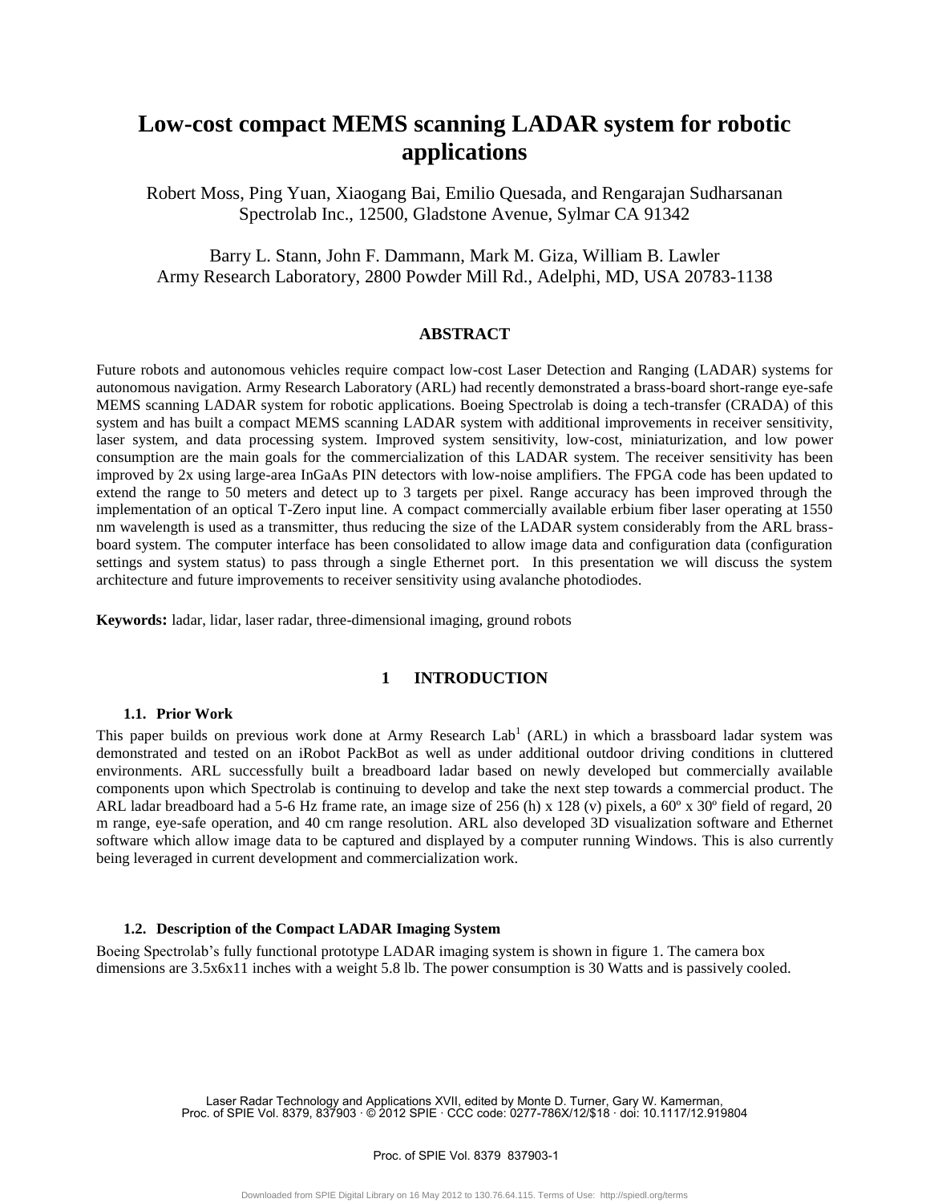# Low-cost compact MEMS scanning LADAR system for robotic applications

Robert Moss, Ping Yuan, Xiaogang Bai, Emilio Quesada, and Rengarajan Sudharsanan
Spectrolab Inc., 12500, Gladstone Avenue, Sylmar CA 91342

Barry L. Stann, John F. Dammann, Mark M. Giza, William B. Lawler
Army Research Laboratory, 2800 Powder Mill Rd., Adelphi, MD, USA 20783-1138

## ABSTRACT

Future robots and autonomous vehicles require compact low-cost Laser Detection and Ranging (LADAR) systems for autonomous navigation. Army Research Laboratory (ARL) had recently demonstrated a brass-board short-range eye-safe MEMS scanning LADAR system for robotic applications. Boeing Spectrolab is doing a tech-transfer (CRADA) of this system and has built a compact MEMS scanning LADAR system with additional improvements in receiver sensitivity, laser system, and data processing system. Improved system sensitivity, low-cost, miniaturization, and low power consumption are the main goals for the commercialization of this LADAR system. The receiver sensitivity has been improved by 2x using large-area InGaAs PIN detectors with low-noise amplifiers. The FPGA code has been updated to extend the range to 50 meters and detect up to 3 targets per pixel. Range accuracy has been improved through the implementation of an optical T-Zero input line. A compact commercially available erbium fiber laser operating at 1550 nm wavelength is used as a transmitter, thus reducing the size of the LADAR system considerably from the ARL brass-board system. The computer interface has been consolidated to allow image data and configuration data (configuration settings and system status) to pass through a single Ethernet port. In this presentation we will discuss the system architecture and future improvements to receiver sensitivity using avalanche photodiodes.

**Keywords:** ladar, lidar, laser radar, three-dimensional imaging, ground robots

## 1 INTRODUCTION

### 1.1. Prior Work

This paper builds on previous work done at Army Research Lab[1] (ARL) in which a brassboard ladar system was demonstrated and tested on an iRobot PackBot as well as under additional outdoor driving conditions in cluttered environments. ARL successfully built a breadboard ladar based on newly developed but commercially available components upon which Spectrolab is continuing to develop and take the next step towards a commercial product. The ARL ladar breadboard had a 5-6 Hz frame rate, an image size of 256 (h) x 128 (v) pixels, a 60º x 30º field of regard, 20 m range, eye-safe operation, and 40 cm range resolution. ARL also developed 3D visualization software and Ethernet software which allow image data to be captured and displayed by a computer running Windows. This is also currently being leveraged in current development and commercialization work.

### 1.2. Description of the Compact LADAR Imaging System

Boeing Spectrolab's fully functional prototype LADAR imaging system is shown in figure 1. The camera box dimensions are 3.5x6x11 inches with a weight 5.8 lb. The power consumption is 30 Watts and is passively cooled.

Laser Radar Technology and Applications XVII, edited by Monte D. Turner, Gary W. Kamerman, Proc. of SPIE Vol. 8379, 837903 · © 2012 SPIE · CCC code: 0277-786X/12/$18 · doi: 10.1117/12.919804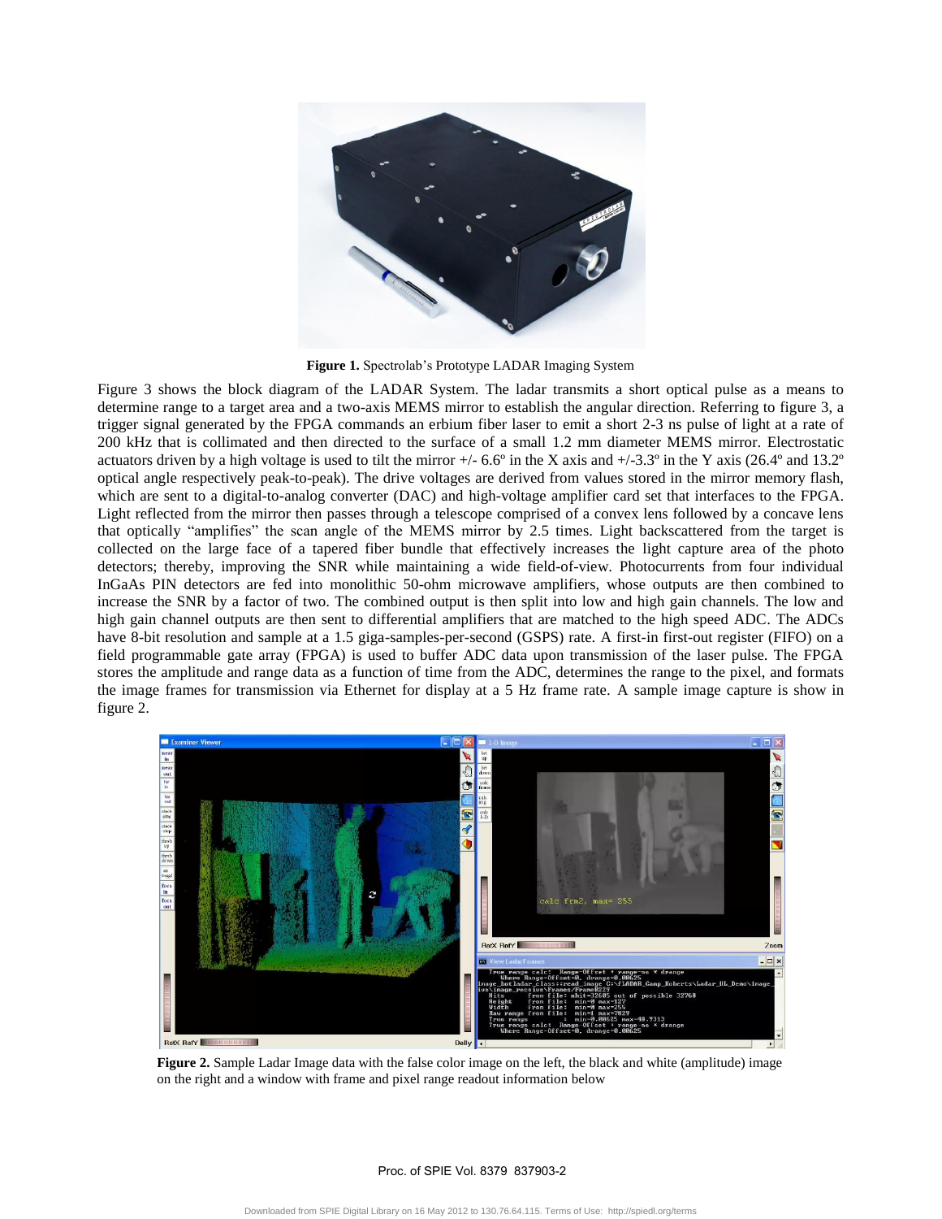**Figure 1.** Spectrolab's Prototype LADAR Imaging System

Figure 3 shows the block diagram of the LADAR System. The ladar transmits a short optical pulse as a means to determine range to a target area and a two-axis MEMS mirror to establish the angular direction. Referring to figure 3, a trigger signal generated by the FPGA commands an erbium fiber laser to emit a short 2-3 ns pulse of light at a rate of 200 kHz that is collimated and then directed to the surface of a small 1.2 mm diameter MEMS mirror. Electrostatic actuators driven by a high voltage is used to tilt the mirror +/- 6.6º in the X axis and +/-3.3º in the Y axis (26.4º and 13.2º optical angle respectively peak-to-peak). The drive voltages are derived from values stored in the mirror memory flash, which are sent to a digital-to-analog converter (DAC) and high-voltage amplifier card set that interfaces to the FPGA. Light reflected from the mirror then passes through a telescope comprised of a convex lens followed by a concave lens that optically "amplifies" the scan angle of the MEMS mirror by 2.5 times. Light backscattered from the target is collected on the large face of a tapered fiber bundle that effectively increases the light capture area of the photo detectors; thereby, improving the SNR while maintaining a wide field-of-view. Photocurrents from four individual InGaAs PIN detectors are fed into monolithic 50-ohm microwave amplifiers, whose outputs are then combined to increase the SNR by a factor of two. The combined output is then split into low and high gain channels. The low and high gain channel outputs are then sent to differential amplifiers that are matched to the high speed ADC. The ADCs have 8-bit resolution and sample at a 1.5 giga-samples-per-second (GSPS) rate. A first-in first-out register (FIFO) on a field programmable gate array (FPGA) is used to buffer ADC data upon transmission of the laser pulse. The FPGA stores the amplitude and range data as a function of time from the ADC, determines the range to the pixel, and formats the image frames for transmission via Ethernet for display at a 5 Hz frame rate. A sample image capture is show in figure 2.

**Figure 2.** Sample Ladar Image data with the false color image on the left, the black and white (amplitude) image on the right and a window with frame and pixel range readout information below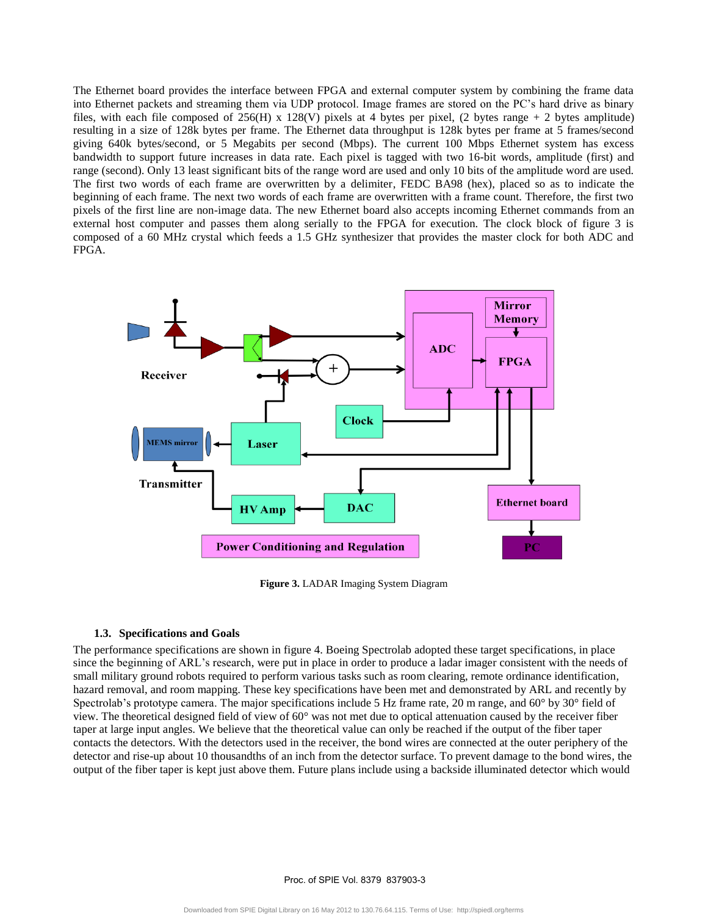The Ethernet board provides the interface between FPGA and external computer system by combining the frame data into Ethernet packets and streaming them via UDP protocol. Image frames are stored on the PC's hard drive as binary files, with each file composed of 256(H) x 128(V) pixels at 4 bytes per pixel, (2 bytes range + 2 bytes amplitude) resulting in a size of 128k bytes per frame. The Ethernet data throughput is 128k bytes per frame at 5 frames/second giving 640k bytes/second, or 5 Megabits per second (Mbps). The current 100 Mbps Ethernet system has excess bandwidth to support future increases in data rate. Each pixel is tagged with two 16-bit words, amplitude (first) and range (second). Only 13 least significant bits of the range word are used and only 10 bits of the amplitude word are used. The first two words of each frame are overwritten by a delimiter, FEDC BA98 (hex), placed so as to indicate the beginning of each frame. The next two words of each frame are overwritten with a frame count. Therefore, the first two pixels of the first line are non-image data. The new Ethernet board also accepts incoming Ethernet commands from an external host computer and passes them along serially to the FPGA for execution. The clock block of figure 3 is composed of a 60 MHz crystal which feeds a 1.5 GHz synthesizer that provides the master clock for both ADC and FPGA.

**Figure 3.** LADAR Imaging System Diagram

### 1.3. Specifications and Goals

The performance specifications are shown in figure 4. Boeing Spectrolab adopted these target specifications, in place since the beginning of ARL's research, were put in place in order to produce a ladar imager consistent with the needs of small military ground robots required to perform various tasks such as room clearing, remote ordinance identification, hazard removal, and room mapping. These key specifications have been met and demonstrated by ARL and recently by Spectrolab's prototype camera. The major specifications include 5 Hz frame rate, 20 m range, and 60° by 30° field of view. The theoretical designed field of view of 60° was not met due to optical attenuation caused by the receiver fiber taper at large input angles. We believe that the theoretical value can only be reached if the output of the fiber taper contacts the detectors. With the detectors used in the receiver, the bond wires are connected at the outer periphery of the detector and rise-up about 10 thousandths of an inch from the detector surface. To prevent damage to the bond wires, the output of the fiber taper is kept just above them. Future plans include using a backside illuminated detector which would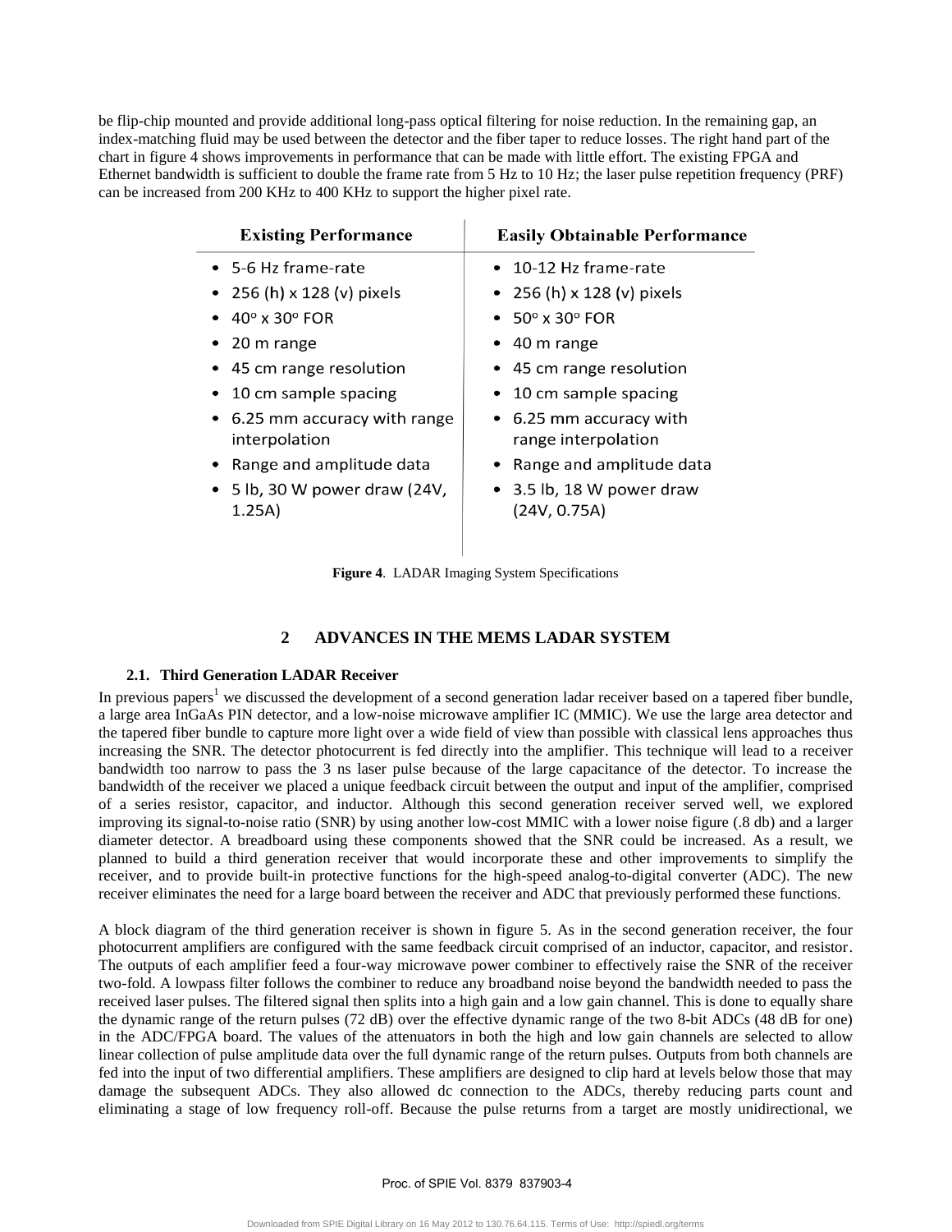be flip-chip mounted and provide additional long-pass optical filtering for noise reduction. In the remaining gap, an index-matching fluid may be used between the detector and the fiber taper to reduce losses. The right hand part of the chart in figure 4 shows improvements in performance that can be made with little effort. The existing FPGA and Ethernet bandwidth is sufficient to double the frame rate from 5 Hz to 10 Hz; the laser pulse repetition frequency (PRF) can be increased from 200 KHz to 400 KHz to support the higher pixel rate.

| Existing Performance | Easily Obtainable Performance |
|---|---|
| • 5-6 Hz frame-rate | • 10-12 Hz frame-rate |
| • 256 (h) x 128 (v) pixels | • 256 (h) x 128 (v) pixels |
| • 40° x 30° FOR | • 50° x 30° FOR |
| • 20 m range | • 40 m range |
| • 45 cm range resolution | • 45 cm range resolution |
| • 10 cm sample spacing | • 10 cm sample spacing |
| • 6.25 mm accuracy with range interpolation | • 6.25 mm accuracy with range interpolation |
| • Range and amplitude data | • Range and amplitude data |
| • 5 lb, 30 W power draw (24V, 1.25A) | • 3.5 lb, 18 W power draw (24V, 0.75A) |

**Figure 4**. LADAR Imaging System Specifications

## 2 ADVANCES IN THE MEMS LADAR SYSTEM

### 2.1. Third Generation LADAR Receiver

In previous papers[1] we discussed the development of a second generation ladar receiver based on a tapered fiber bundle, a large area InGaAs PIN detector, and a low-noise microwave amplifier IC (MMIC). We use the large area detector and the tapered fiber bundle to capture more light over a wide field of view than possible with classical lens approaches thus increasing the SNR. The detector photocurrent is fed directly into the amplifier. This technique will lead to a receiver bandwidth too narrow to pass the 3 ns laser pulse because of the large capacitance of the detector. To increase the bandwidth of the receiver we placed a unique feedback circuit between the output and input of the amplifier, comprised of a series resistor, capacitor, and inductor. Although this second generation receiver served well, we explored improving its signal-to-noise ratio (SNR) by using another low-cost MMIC with a lower noise figure (.8 db) and a larger diameter detector. A breadboard using these components showed that the SNR could be increased. As a result, we planned to build a third generation receiver that would incorporate these and other improvements to simplify the receiver, and to provide built-in protective functions for the high-speed analog-to-digital converter (ADC). The new receiver eliminates the need for a large board between the receiver and ADC that previously performed these functions.

A block diagram of the third generation receiver is shown in figure 5. As in the second generation receiver, the four photocurrent amplifiers are configured with the same feedback circuit comprised of an inductor, capacitor, and resistor. The outputs of each amplifier feed a four-way microwave power combiner to effectively raise the SNR of the receiver two-fold. A lowpass filter follows the combiner to reduce any broadband noise beyond the bandwidth needed to pass the received laser pulses. The filtered signal then splits into a high gain and a low gain channel. This is done to equally share the dynamic range of the return pulses (72 dB) over the effective dynamic range of the two 8-bit ADCs (48 dB for one) in the ADC/FPGA board. The values of the attenuators in both the high and low gain channels are selected to allow linear collection of pulse amplitude data over the full dynamic range of the return pulses. Outputs from both channels are fed into the input of two differential amplifiers. These amplifiers are designed to clip hard at levels below those that may damage the subsequent ADCs. They also allowed dc connection to the ADCs, thereby reducing parts count and eliminating a stage of low frequency roll-off. Because the pulse returns from a target are mostly unidirectional, we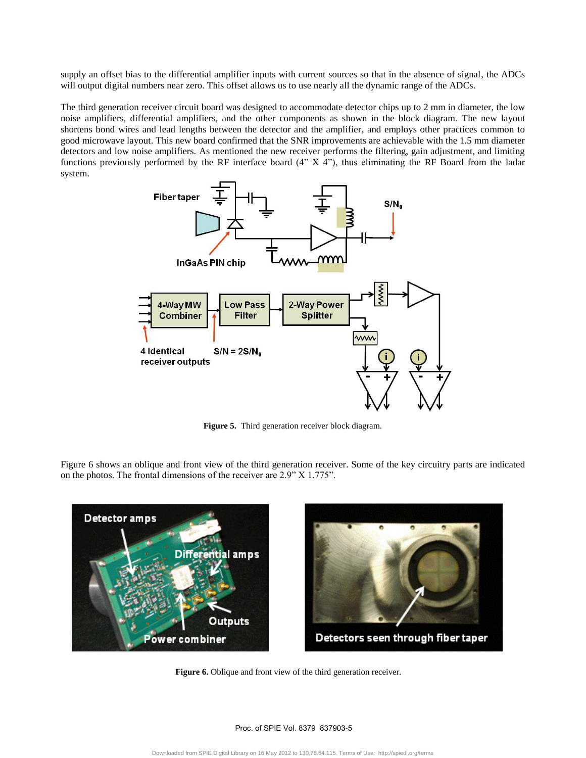supply an offset bias to the differential amplifier inputs with current sources so that in the absence of signal, the ADCs will output digital numbers near zero. This offset allows us to use nearly all the dynamic range of the ADCs.

The third generation receiver circuit board was designed to accommodate detector chips up to 2 mm in diameter, the low noise amplifiers, differential amplifiers, and the other components as shown in the block diagram. The new layout shortens bond wires and lead lengths between the detector and the amplifier, and employs other practices common to good microwave layout. This new board confirmed that the SNR improvements are achievable with the 1.5 mm diameter detectors and low noise amplifiers. As mentioned the new receiver performs the filtering, gain adjustment, and limiting functions previously performed by the RF interface board (4" X 4"), thus eliminating the RF Board from the ladar system.

**Figure 5.** Third generation receiver block diagram.

Figure 6 shows an oblique and front view of the third generation receiver. Some of the key circuitry parts are indicated on the photos. The frontal dimensions of the receiver are 2.9" X 1.775".

**Figure 6.** Oblique and front view of the third generation receiver.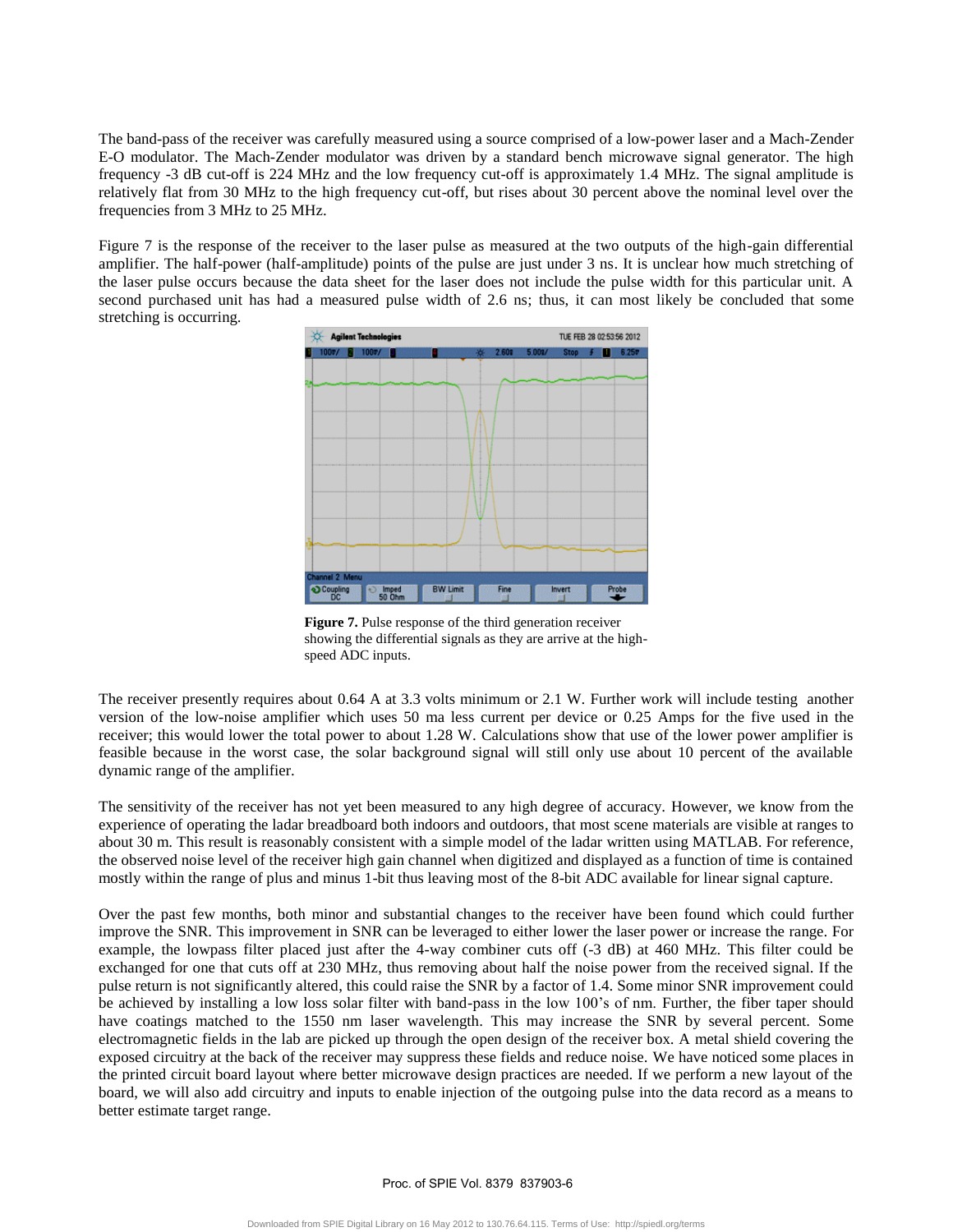The band-pass of the receiver was carefully measured using a source comprised of a low-power laser and a Mach-Zender E-O modulator. The Mach-Zender modulator was driven by a standard bench microwave signal generator. The high frequency -3 dB cut-off is 224 MHz and the low frequency cut-off is approximately 1.4 MHz. The signal amplitude is relatively flat from 30 MHz to the high frequency cut-off, but rises about 30 percent above the nominal level over the frequencies from 3 MHz to 25 MHz.

Figure 7 is the response of the receiver to the laser pulse as measured at the two outputs of the high-gain differential amplifier. The half-power (half-amplitude) points of the pulse are just under 3 ns. It is unclear how much stretching of the laser pulse occurs because the data sheet for the laser does not include the pulse width for this particular unit. A second purchased unit has had a measured pulse width of 2.6 ns; thus, it can most likely be concluded that some stretching is occurring.

**Figure 7.** Pulse response of the third generation receiver showing the differential signals as they are arrive at the high-speed ADC inputs.

The receiver presently requires about 0.64 A at 3.3 volts minimum or 2.1 W. Further work will include testing another version of the low-noise amplifier which uses 50 ma less current per device or 0.25 Amps for the five used in the receiver; this would lower the total power to about 1.28 W. Calculations show that use of the lower power amplifier is feasible because in the worst case, the solar background signal will still only use about 10 percent of the available dynamic range of the amplifier.

The sensitivity of the receiver has not yet been measured to any high degree of accuracy. However, we know from the experience of operating the ladar breadboard both indoors and outdoors, that most scene materials are visible at ranges to about 30 m. This result is reasonably consistent with a simple model of the ladar written using MATLAB. For reference, the observed noise level of the receiver high gain channel when digitized and displayed as a function of time is contained mostly within the range of plus and minus 1-bit thus leaving most of the 8-bit ADC available for linear signal capture.

Over the past few months, both minor and substantial changes to the receiver have been found which could further improve the SNR. This improvement in SNR can be leveraged to either lower the laser power or increase the range. For example, the lowpass filter placed just after the 4-way combiner cuts off (-3 dB) at 460 MHz. This filter could be exchanged for one that cuts off at 230 MHz, thus removing about half the noise power from the received signal. If the pulse return is not significantly altered, this could raise the SNR by a factor of 1.4. Some minor SNR improvement could be achieved by installing a low loss solar filter with band-pass in the low 100's of nm. Further, the fiber taper should have coatings matched to the 1550 nm laser wavelength. This may increase the SNR by several percent. Some electromagnetic fields in the lab are picked up through the open design of the receiver box. A metal shield covering the exposed circuitry at the back of the receiver may suppress these fields and reduce noise. We have noticed some places in the printed circuit board layout where better microwave design practices are needed. If we perform a new layout of the board, we will also add circuitry and inputs to enable injection of the outgoing pulse into the data record as a means to better estimate target range.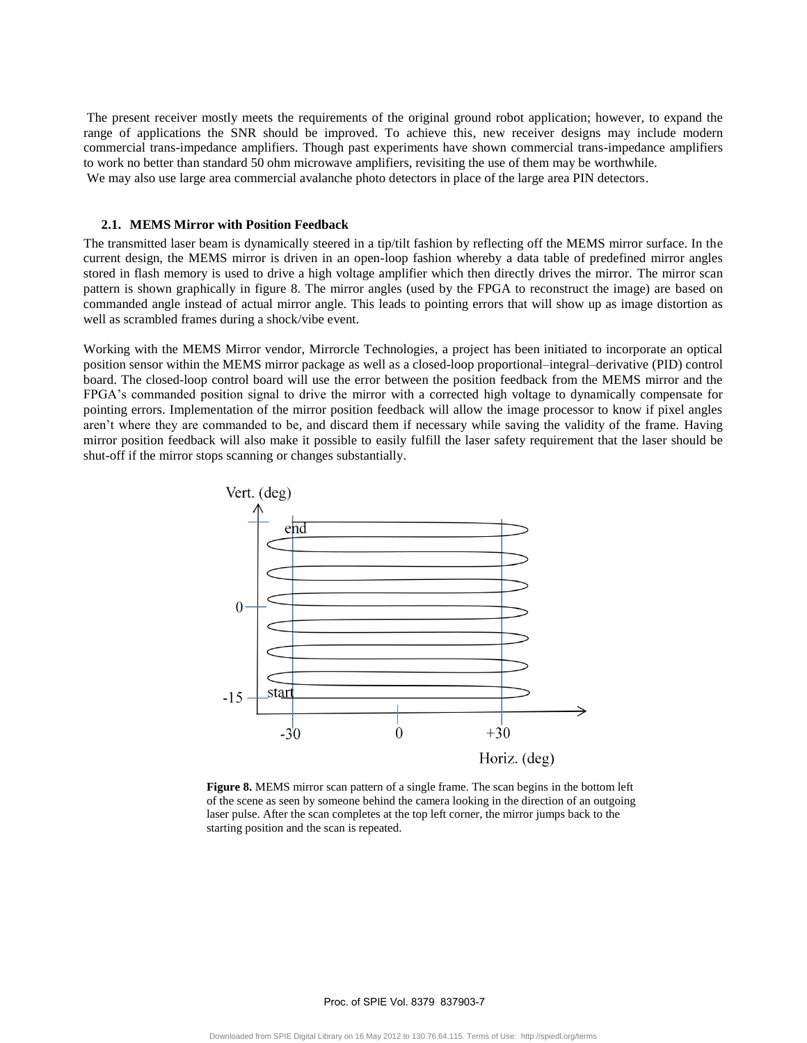The present receiver mostly meets the requirements of the original ground robot application; however, to expand the range of applications the SNR should be improved. To achieve this, new receiver designs may include modern commercial trans-impedance amplifiers. Though past experiments have shown commercial trans-impedance amplifiers to work no better than standard 50 ohm microwave amplifiers, revisiting the use of them may be worthwhile.

We may also use large area commercial avalanche photo detectors in place of the large area PIN detectors.

### 2.1. MEMS Mirror with Position Feedback

The transmitted laser beam is dynamically steered in a tip/tilt fashion by reflecting off the MEMS mirror surface. In the current design, the MEMS mirror is driven in an open-loop fashion whereby a data table of predefined mirror angles stored in flash memory is used to drive a high voltage amplifier which then directly drives the mirror. The mirror scan pattern is shown graphically in figure 8. The mirror angles (used by the FPGA to reconstruct the image) are based on commanded angle instead of actual mirror angle. This leads to pointing errors that will show up as image distortion as well as scrambled frames during a shock/vibe event.

Working with the MEMS Mirror vendor, Mirrorcle Technologies, a project has been initiated to incorporate an optical position sensor within the MEMS mirror package as well as a closed-loop proportional–integral–derivative (PID) control board. The closed-loop control board will use the error between the position feedback from the MEMS mirror and the FPGA's commanded position signal to drive the mirror with a corrected high voltage to dynamically compensate for pointing errors. Implementation of the mirror position feedback will allow the image processor to know if pixel angles aren't where they are commanded to be, and discard them if necessary while saving the validity of the frame. Having mirror position feedback will also make it possible to easily fulfill the laser safety requirement that the laser should be shut-off if the mirror stops scanning or changes substantially.

**Figure 8.** MEMS mirror scan pattern of a single frame. The scan begins in the bottom left of the scene as seen by someone behind the camera looking in the direction of an outgoing laser pulse. After the scan completes at the top left corner, the mirror jumps back to the starting position and the scan is repeated.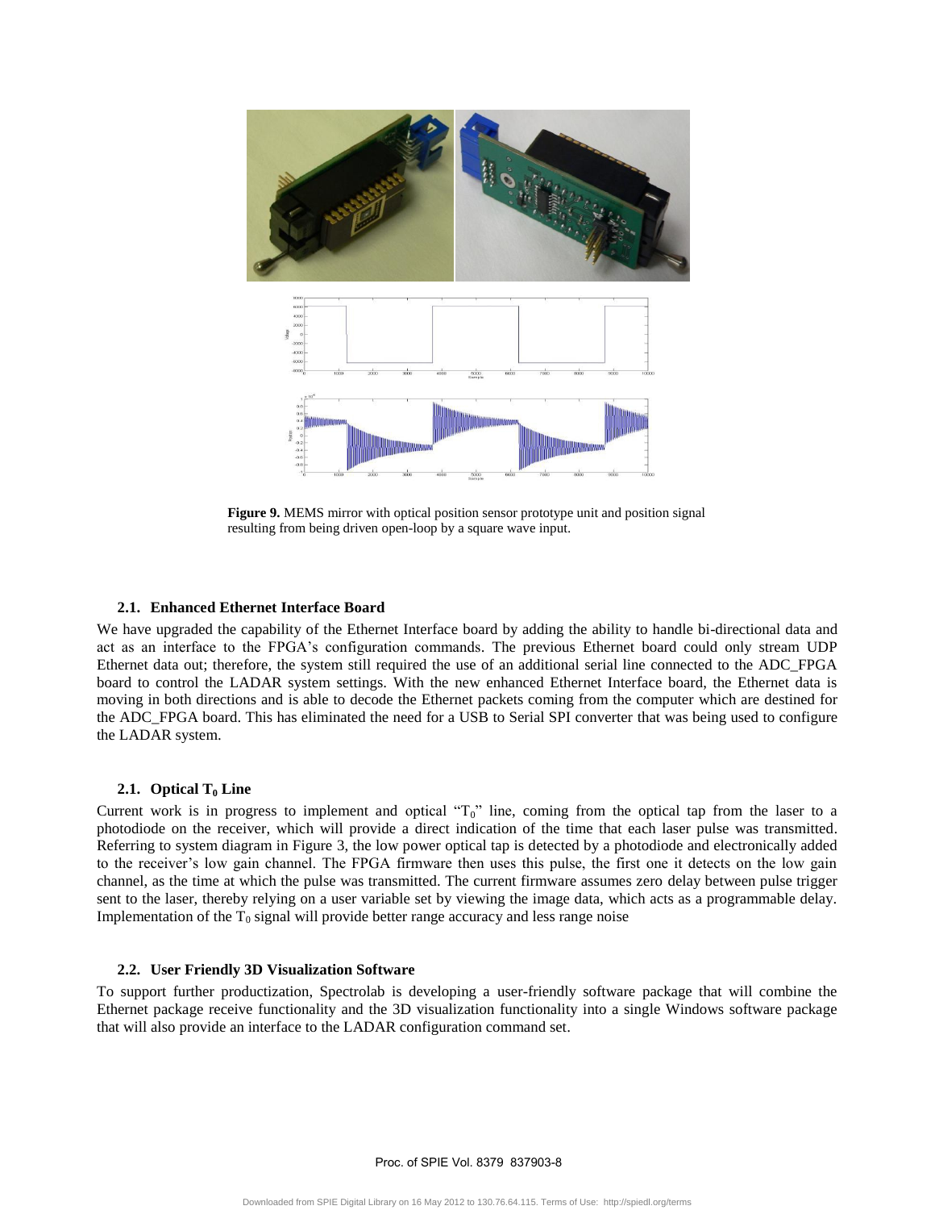**Figure 9.** MEMS mirror with optical position sensor prototype unit and position signal resulting from being driven open-loop by a square wave input.

### 2.1. Enhanced Ethernet Interface Board

We have upgraded the capability of the Ethernet Interface board by adding the ability to handle bi-directional data and act as an interface to the FPGA's configuration commands. The previous Ethernet board could only stream UDP Ethernet data out; therefore, the system still required the use of an additional serial line connected to the ADC_FPGA board to control the LADAR system settings. With the new enhanced Ethernet Interface board, the Ethernet data is moving in both directions and is able to decode the Ethernet packets coming from the computer which are destined for the ADC_FPGA board. This has eliminated the need for a USB to Serial SPI converter that was being used to configure the LADAR system.

### 2.1. Optical $T_0$ Line

Current work is in progress to implement and optical "$T_0$" line, coming from the optical tap from the laser to a photodiode on the receiver, which will provide a direct indication of the time that each laser pulse was transmitted. Referring to system diagram in Figure 3, the low power optical tap is detected by a photodiode and electronically added to the receiver's low gain channel. The FPGA firmware then uses this pulse, the first one it detects on the low gain channel, as the time at which the pulse was transmitted. The current firmware assumes zero delay between pulse trigger sent to the laser, thereby relying on a user variable set by viewing the image data, which acts as a programmable delay. Implementation of the $T_0$ signal will provide better range accuracy and less range noise

### 2.2. User Friendly 3D Visualization Software

To support further productization, Spectrolab is developing a user-friendly software package that will combine the Ethernet package receive functionality and the 3D visualization functionality into a single Windows software package that will also provide an interface to the LADAR configuration command set.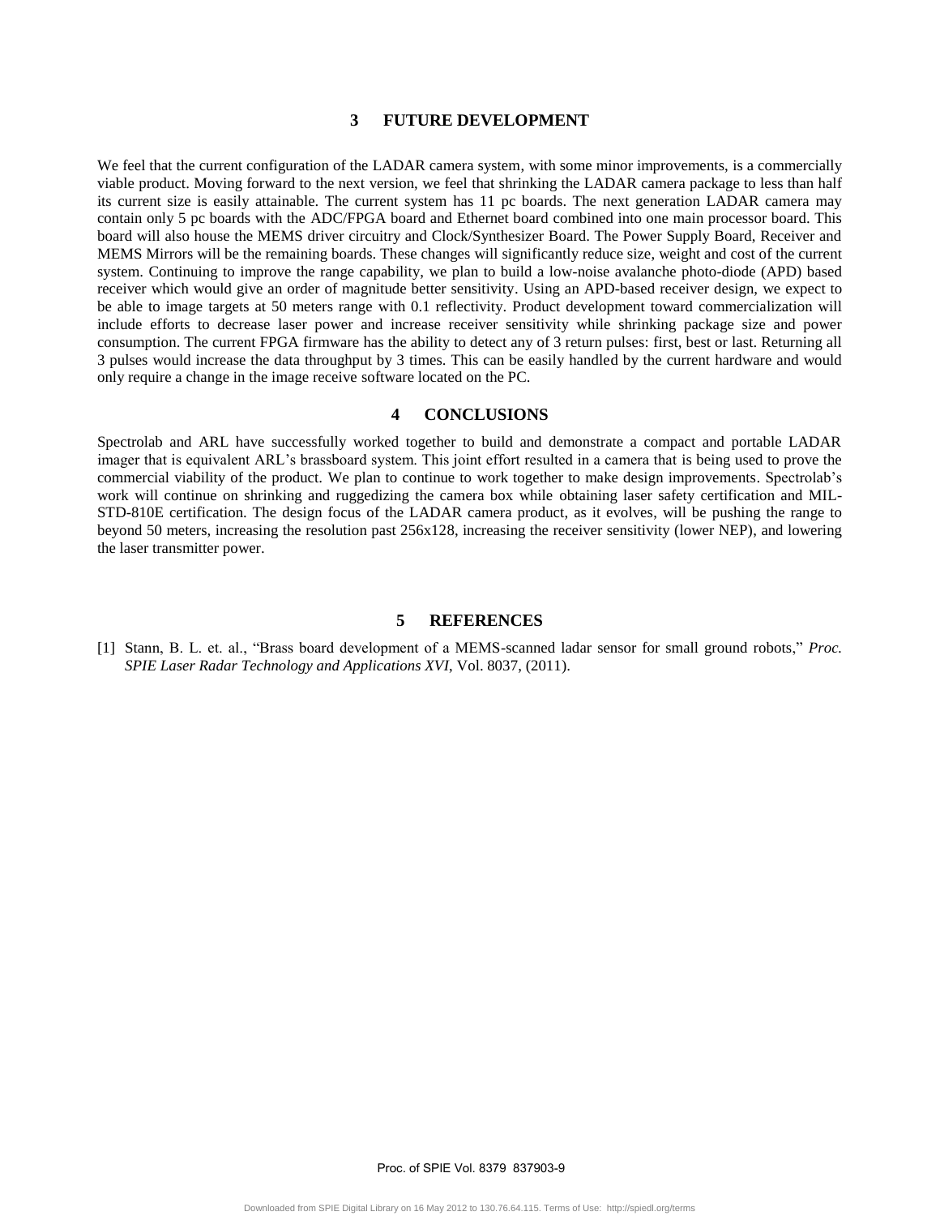## 3 FUTURE DEVELOPMENT

We feel that the current configuration of the LADAR camera system, with some minor improvements, is a commercially viable product. Moving forward to the next version, we feel that shrinking the LADAR camera package to less than half its current size is easily attainable. The current system has 11 pc boards. The next generation LADAR camera may contain only 5 pc boards with the ADC/FPGA board and Ethernet board combined into one main processor board. This board will also house the MEMS driver circuitry and Clock/Synthesizer Board. The Power Supply Board, Receiver and MEMS Mirrors will be the remaining boards. These changes will significantly reduce size, weight and cost of the current system. Continuing to improve the range capability, we plan to build a low-noise avalanche photo-diode (APD) based receiver which would give an order of magnitude better sensitivity. Using an APD-based receiver design, we expect to be able to image targets at 50 meters range with 0.1 reflectivity. Product development toward commercialization will include efforts to decrease laser power and increase receiver sensitivity while shrinking package size and power consumption. The current FPGA firmware has the ability to detect any of 3 return pulses: first, best or last. Returning all 3 pulses would increase the data throughput by 3 times. This can be easily handled by the current hardware and would only require a change in the image receive software located on the PC.

## 4 CONCLUSIONS

Spectrolab and ARL have successfully worked together to build and demonstrate a compact and portable LADAR imager that is equivalent ARL's brassboard system. This joint effort resulted in a camera that is being used to prove the commercial viability of the product. We plan to continue to work together to make design improvements. Spectrolab's work will continue on shrinking and ruggedizing the camera box while obtaining laser safety certification and MIL-STD-810E certification. The design focus of the LADAR camera product, as it evolves, will be pushing the range to beyond 50 meters, increasing the resolution past 256x128, increasing the receiver sensitivity (lower NEP), and lowering the laser transmitter power.

## 5 REFERENCES

[1] Stann, B. L. et. al., "Brass board development of a MEMS-scanned ladar sensor for small ground robots," *Proc. SPIE Laser Radar Technology and Applications XVI*, Vol. 8037, (2011).